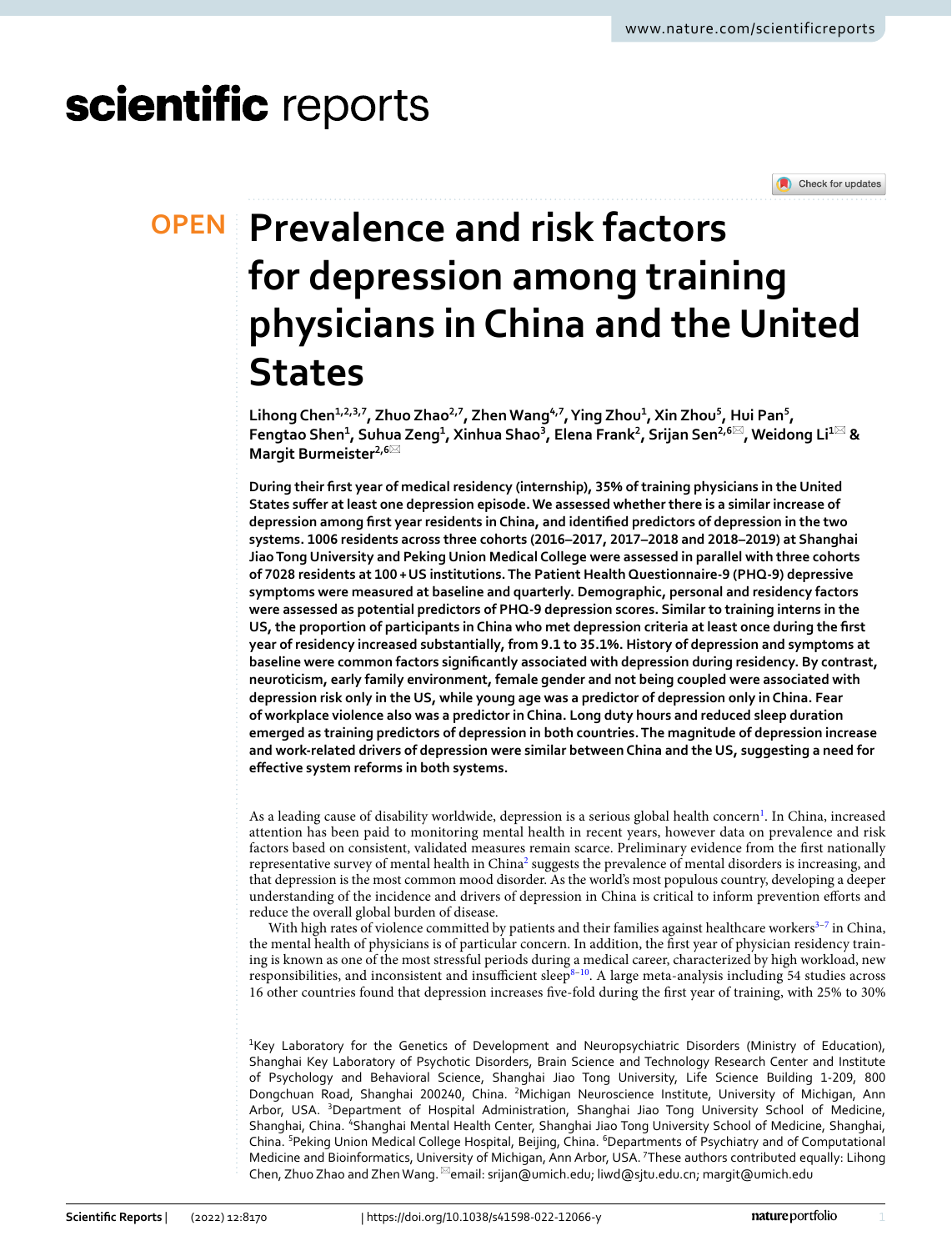# Prevalence and risk factors for depression among training physicians in China and the United States

**Lihong Chen[1,2,3,7], Zhuo Zhao[2,7], Zhen Wang[4,7], Ying Zhou[1], Xin Zhou[5], Hui Pan[5], Fengtao Shen[1], Suhua Zeng[1], Xinhua Shao[3], Elena Frank[2], Srijan Sen[2,6]✉, Weidong Li[1]✉ & Margit Burmeister[2,6]✉**

**During their first year of medical residency (internship), 35% of training physicians in the United States suffer at least one depression episode. We assessed whether there is a similar increase of depression among first year residents in China, and identified predictors of depression in the two systems. 1006 residents across three cohorts (2016–2017, 2017–2018 and 2018–2019) at Shanghai Jiao Tong University and Peking Union Medical College were assessed in parallel with three cohorts of 7028 residents at 100 + US institutions. The Patient Health Questionnaire-9 (PHQ-9) depressive symptoms were measured at baseline and quarterly. Demographic, personal and residency factors were assessed as potential predictors of PHQ-9 depression scores. Similar to training interns in the US, the proportion of participants in China who met depression criteria at least once during the first year of residency increased substantially, from 9.1 to 35.1%. History of depression and symptoms at baseline were common factors significantly associated with depression during residency. By contrast, neuroticism, early family environment, female gender and not being coupled were associated with depression risk only in the US, while young age was a predictor of depression only in China. Fear of workplace violence also was a predictor in China. Long duty hours and reduced sleep duration emerged as training predictors of depression in both countries. The magnitude of depression increase and work-related drivers of depression were similar between China and the US, suggesting a need for effective system reforms in both systems.**

As a leading cause of disability worldwide, depression is a serious global health concern[1]. In China, increased attention has been paid to monitoring mental health in recent years, however data on prevalence and risk factors based on consistent, validated measures remain scarce. Preliminary evidence from the first nationally representative survey of mental health in China[2] suggests the prevalence of mental disorders is increasing, and that depression is the most common mood disorder. As the world's most populous country, developing a deeper understanding of the incidence and drivers of depression in China is critical to inform prevention efforts and reduce the overall global burden of disease.

With high rates of violence committed by patients and their families against healthcare workers[3–7] in China, the mental health of physicians is of particular concern. In addition, the first year of physician residency training is known as one of the most stressful periods during a medical career, characterized by high workload, new responsibilities, and inconsistent and insufficient sleep[8–10]. A large meta-analysis including 54 studies across 16 other countries found that depression increases five-fold during the first year of training, with 25% to 30%

[1]Key Laboratory for the Genetics of Development and Neuropsychiatric Disorders (Ministry of Education), Shanghai Key Laboratory of Psychotic Disorders, Brain Science and Technology Research Center and Institute of Psychology and Behavioral Science, Shanghai Jiao Tong University, Life Science Building 1-209, 800 Dongchuan Road, Shanghai 200240, China. [2]Michigan Neuroscience Institute, University of Michigan, Ann Arbor, USA. [3]Department of Hospital Administration, Shanghai Jiao Tong University School of Medicine, Shanghai, China. [4]Shanghai Mental Health Center, Shanghai Jiao Tong University School of Medicine, Shanghai, China. [5]Peking Union Medical College Hospital, Beijing, China. [6]Departments of Psychiatry and of Computational Medicine and Bioinformatics, University of Michigan, Ann Arbor, USA. [7]These authors contributed equally: Lihong Chen, Zhuo Zhao and Zhen Wang. ✉email: srijan@umich.edu; liwd@sjtu.edu.cn; margit@umich.edu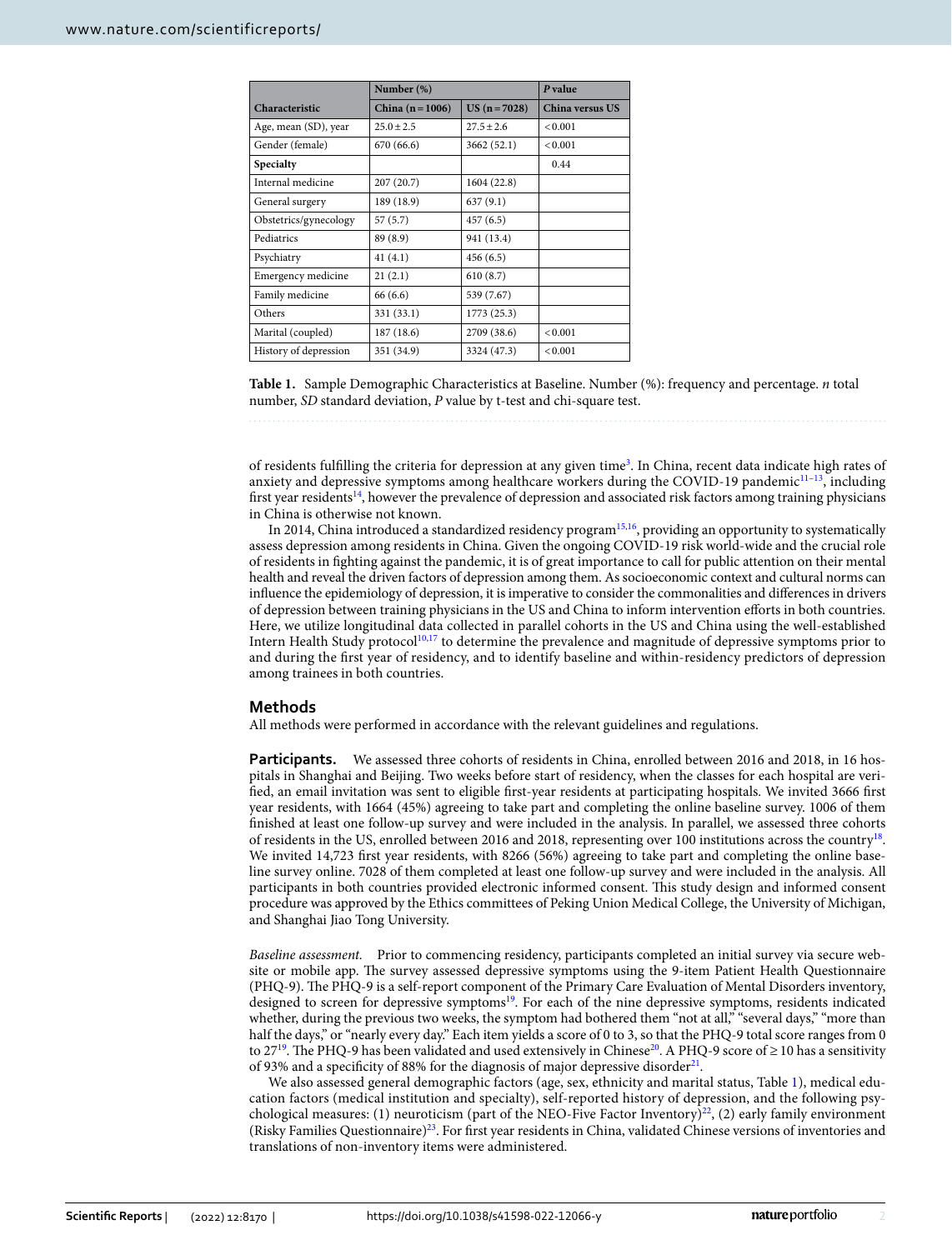| Characteristic | Number (%) | | P value |
|---|---|---|---|
| | China (n = 1006) | US (n = 7028) | China versus US |
| Age, mean (SD), year | 25.0 ± 2.5 | 27.5 ± 2.6 | < 0.001 |
| Gender (female) | 670 (66.6) | 3662 (52.1) | < 0.001 |
| **Specialty** | | | 0.44 |
| Internal medicine | 207 (20.7) | 1604 (22.8) | |
| General surgery | 189 (18.9) | 637 (9.1) | |
| Obstetrics/gynecology | 57 (5.7) | 457 (6.5) | |
| Pediatrics | 89 (8.9) | 941 (13.4) | |
| Psychiatry | 41 (4.1) | 456 (6.5) | |
| Emergency medicine | 21 (2.1) | 610 (8.7) | |
| Family medicine | 66 (6.6) | 539 (7.67) | |
| Others | 331 (33.1) | 1773 (25.3) | |
| Marital (coupled) | 187 (18.6) | 2709 (38.6) | < 0.001 |
| History of depression | 351 (34.9) | 3324 (47.3) | < 0.001 |

**Table 1.** Sample Demographic Characteristics at Baseline. Number (%): frequency and percentage. *n* total number, *SD* standard deviation, *P* value by t-test and chi-square test.

of residents fulfilling the criteria for depression at any given time[3]. In China, recent data indicate high rates of anxiety and depressive symptoms among healthcare workers during the COVID-19 pandemic[11–13], including first year residents[14], however the prevalence of depression and associated risk factors among training physicians in China is otherwise not known.

In 2014, China introduced a standardized residency program[15,16], providing an opportunity to systematically assess depression among residents in China. Given the ongoing COVID-19 risk world-wide and the crucial role of residents in fighting against the pandemic, it is of great importance to call for public attention on their mental health and reveal the driven factors of depression among them. As socioeconomic context and cultural norms can influence the epidemiology of depression, it is imperative to consider the commonalities and differences in drivers of depression between training physicians in the US and China to inform intervention efforts in both countries. Here, we utilize longitudinal data collected in parallel cohorts in the US and China using the well-established Intern Health Study protocol[10,17] to determine the prevalence and magnitude of depressive symptoms prior to and during the first year of residency, and to identify baseline and within-residency predictors of depression among trainees in both countries.

## Methods

All methods were performed in accordance with the relevant guidelines and regulations.

**Participants.** We assessed three cohorts of residents in China, enrolled between 2016 and 2018, in 16 hospitals in Shanghai and Beijing. Two weeks before start of residency, when the classes for each hospital are verified, an email invitation was sent to eligible first-year residents at participating hospitals. We invited 3666 first year residents, with 1664 (45%) agreeing to take part and completing the online baseline survey. 1006 of them finished at least one follow-up survey and were included in the analysis. In parallel, we assessed three cohorts of residents in the US, enrolled between 2016 and 2018, representing over 100 institutions across the country[18]. We invited 14,723 first year residents, with 8266 (56%) agreeing to take part and completing the online baseline survey online. 7028 of them completed at least one follow-up survey and were included in the analysis. All participants in both countries provided electronic informed consent. This study design and informed consent procedure was approved by the Ethics committees of Peking Union Medical College, the University of Michigan, and Shanghai Jiao Tong University.

*Baseline assessment.* Prior to commencing residency, participants completed an initial survey via secure website or mobile app. The survey assessed depressive symptoms using the 9-item Patient Health Questionnaire (PHQ-9). The PHQ-9 is a self-report component of the Primary Care Evaluation of Mental Disorders inventory, designed to screen for depressive symptoms[19]. For each of the nine depressive symptoms, residents indicated whether, during the previous two weeks, the symptom had bothered them "not at all," "several days," "more than half the days," or "nearly every day." Each item yields a score of 0 to 3, so that the PHQ-9 total score ranges from 0 to 27[19]. The PHQ-9 has been validated and used extensively in Chinese[20]. A PHQ-9 score of ≥ 10 has a sensitivity of 93% and a specificity of 88% for the diagnosis of major depressive disorder[21].

We also assessed general demographic factors (age, sex, ethnicity and marital status, Table 1), medical education factors (medical institution and specialty), self-reported history of depression, and the following psychological measures: (1) neuroticism (part of the NEO-Five Factor Inventory)[22], (2) early family environment (Risky Families Questionnaire)[23]. For first year residents in China, validated Chinese versions of inventories and translations of non-inventory items were administered.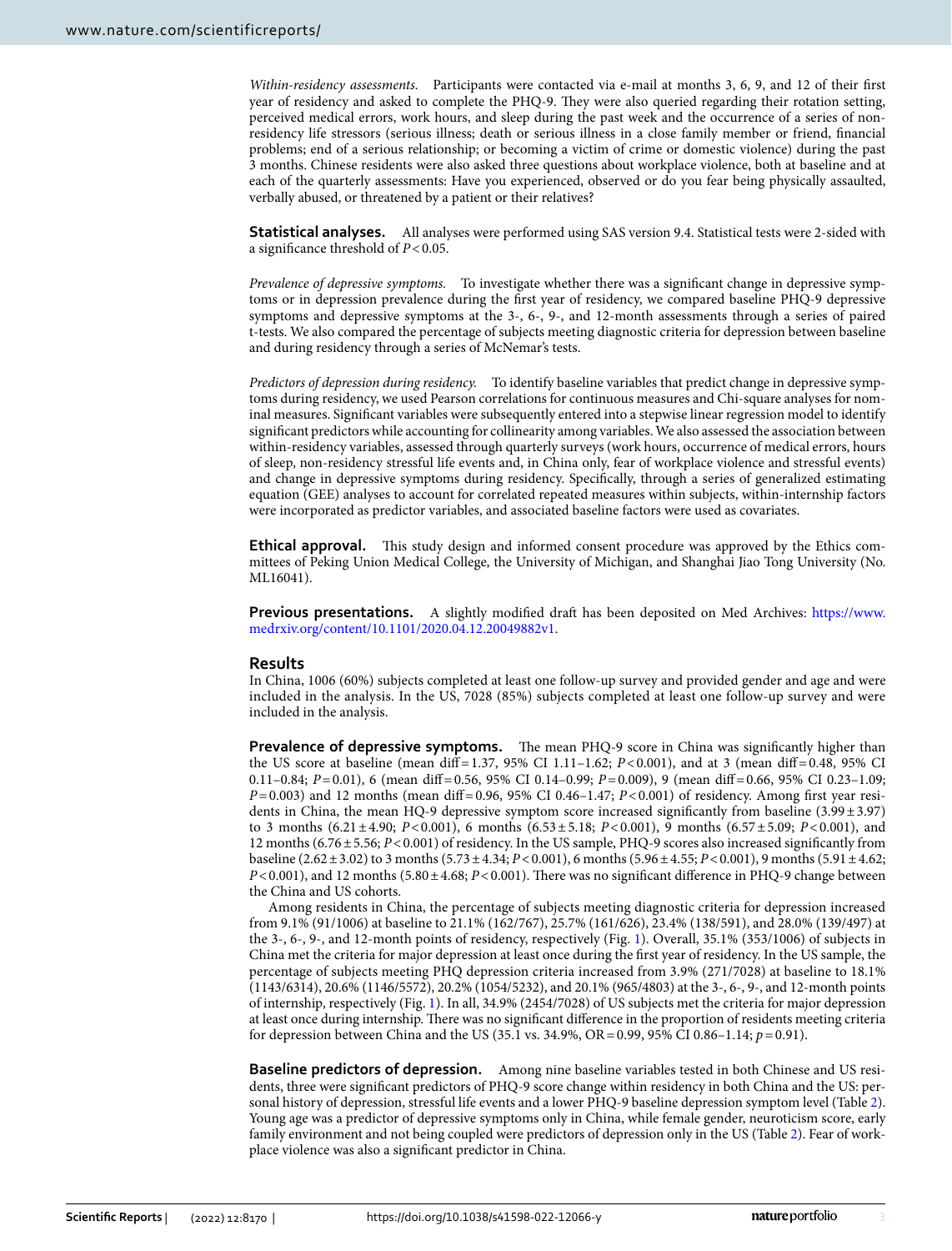*Within-residency assessments.* Participants were contacted via e-mail at months 3, 6, 9, and 12 of their first year of residency and asked to complete the PHQ-9. They were also queried regarding their rotation setting, perceived medical errors, work hours, and sleep during the past week and the occurrence of a series of non-residency life stressors (serious illness; death or serious illness in a close family member or friend, financial problems; end of a serious relationship; or becoming a victim of crime or domestic violence) during the past 3 months. Chinese residents were also asked three questions about workplace violence, both at baseline and at each of the quarterly assessments: Have you experienced, observed or do you fear being physically assaulted, verbally abused, or threatened by a patient or their relatives?

**Statistical analyses.** All analyses were performed using SAS version 9.4. Statistical tests were 2-sided with a significance threshold of $P < 0.05$.

*Prevalence of depressive symptoms.* To investigate whether there was a significant change in depressive symptoms or in depression prevalence during the first year of residency, we compared baseline PHQ-9 depressive symptoms and depressive symptoms at the 3-, 6-, 9-, and 12-month assessments through a series of paired t-tests. We also compared the percentage of subjects meeting diagnostic criteria for depression between baseline and during residency through a series of McNemar's tests.

*Predictors of depression during residency.* To identify baseline variables that predict change in depressive symptoms during residency, we used Pearson correlations for continuous measures and Chi-square analyses for nominal measures. Significant variables were subsequently entered into a stepwise linear regression model to identify significant predictors while accounting for collinearity among variables. We also assessed the association between within-residency variables, assessed through quarterly surveys (work hours, occurrence of medical errors, hours of sleep, non-residency stressful life events and, in China only, fear of workplace violence and stressful events) and change in depressive symptoms during residency. Specifically, through a series of generalized estimating equation (GEE) analyses to account for correlated repeated measures within subjects, within-internship factors were incorporated as predictor variables, and associated baseline factors were used as covariates.

**Ethical approval.** This study design and informed consent procedure was approved by the Ethics committees of Peking Union Medical College, the University of Michigan, and Shanghai Jiao Tong University (No. ML16041).

**Previous presentations.** A slightly modified draft has been deposited on Med Archives: https://www.medrxiv.org/content/10.1101/2020.04.12.20049882v1.

## Results

In China, 1006 (60%) subjects completed at least one follow-up survey and provided gender and age and were included in the analysis. In the US, 7028 (85%) subjects completed at least one follow-up survey and were included in the analysis.

**Prevalence of depressive symptoms.** The mean PHQ-9 score in China was significantly higher than the US score at baseline (mean diff = 1.37, 95% CI 1.11–1.62; $P < 0.001$), and at 3 (mean diff = 0.48, 95% CI 0.11–0.84; $P = 0.01$), 6 (mean diff = 0.56, 95% CI 0.14–0.99; $P = 0.009$), 9 (mean diff = 0.66, 95% CI 0.23–1.09; $P = 0.003$) and 12 months (mean diff = 0.96, 95% CI 0.46–1.47; $P < 0.001$) of residency. Among first year residents in China, the mean HQ-9 depressive symptom score increased significantly from baseline (3.99 ± 3.97) to 3 months (6.21 ± 4.90; $P < 0.001$), 6 months (6.53 ± 5.18; $P < 0.001$), 9 months (6.57 ± 5.09; $P < 0.001$), and 12 months (6.76 ± 5.56; $P < 0.001$) of residency. In the US sample, PHQ-9 scores also increased significantly from baseline (2.62 ± 3.02) to 3 months (5.73 ± 4.34; $P < 0.001$), 6 months (5.96 ± 4.55; $P < 0.001$), 9 months (5.91 ± 4.62; $P < 0.001$), and 12 months (5.80 ± 4.68; $P < 0.001$). There was no significant difference in PHQ-9 change between the China and US cohorts.

Among residents in China, the percentage of subjects meeting diagnostic criteria for depression increased from 9.1% (91/1006) at baseline to 21.1% (162/767), 25.7% (161/626), 23.4% (138/591), and 28.0% (139/497) at the 3-, 6-, 9-, and 12-month points of residency, respectively (Fig. 1). Overall, 35.1% (353/1006) of subjects in China met the criteria for major depression at least once during the first year of residency. In the US sample, the percentage of subjects meeting PHQ depression criteria increased from 3.9% (271/7028) at baseline to 18.1% (1143/6314), 20.6% (1146/5572), 20.2% (1054/5232), and 20.1% (965/4803) at the 3-, 6-, 9-, and 12-month points of internship, respectively (Fig. 1). In all, 34.9% (2454/7028) of US subjects met the criteria for major depression at least once during internship. There was no significant difference in the proportion of residents meeting criteria for depression between China and the US (35.1 vs. 34.9%, OR = 0.99, 95% CI 0.86–1.14; $p = 0.91$).

**Baseline predictors of depression.** Among nine baseline variables tested in both Chinese and US residents, three were significant predictors of PHQ-9 score change within residency in both China and the US: personal history of depression, stressful life events and a lower PHQ-9 baseline depression symptom level (Table 2). Young age was a predictor of depressive symptoms only in China, while female gender, neuroticism score, early family environment and not being coupled were predictors of depression only in the US (Table 2). Fear of workplace violence was also a significant predictor in China.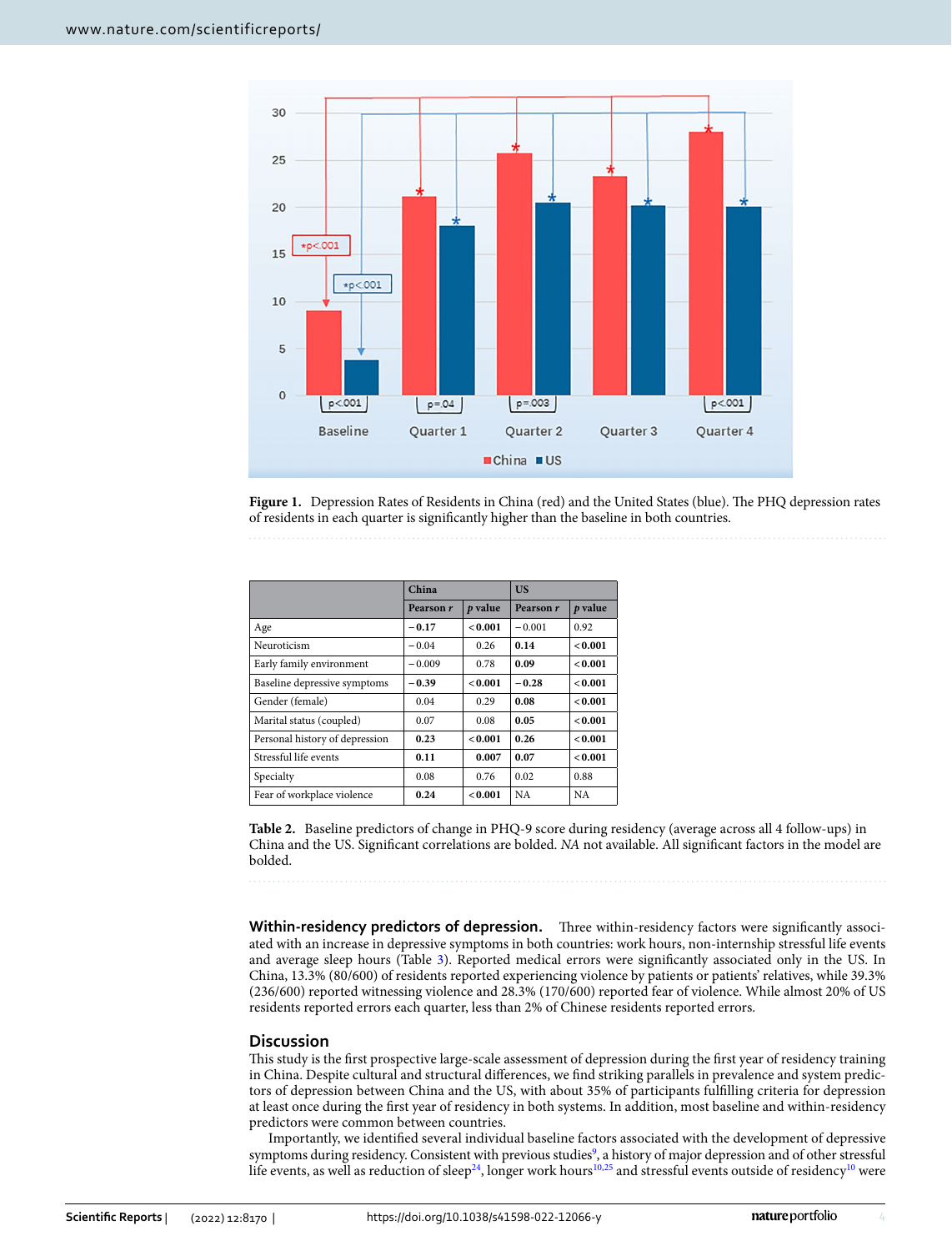**Figure 1.** Depression Rates of Residents in China (red) and the United States (blue). The PHQ depression rates of residents in each quarter is significantly higher than the baseline in both countries.

| | China | | US | |
|---|---|---|---|---|
| | Pearson *r* | *p* value | Pearson *r* | *p* value |
| Age | **−0.17** | **<0.001** | −0.001 | 0.92 |
| Neuroticism | −0.04 | 0.26 | **0.14** | **<0.001** |
| Early family environment | −0.009 | 0.78 | **0.09** | **<0.001** |
| Baseline depressive symptoms | **−0.39** | **<0.001** | **−0.28** | **<0.001** |
| Gender (female) | 0.04 | 0.29 | **0.08** | **<0.001** |
| Marital status (coupled) | 0.07 | 0.08 | **0.05** | **<0.001** |
| Personal history of depression | **0.23** | **<0.001** | **0.26** | **<0.001** |
| Stressful life events | **0.11** | **0.007** | **0.07** | **<0.001** |
| Specialty | 0.08 | 0.76 | 0.02 | 0.88 |
| Fear of workplace violence | **0.24** | **<0.001** | NA | NA |

**Table 2.** Baseline predictors of change in PHQ-9 score during residency (average across all 4 follow-ups) in China and the US. Significant correlations are bolded. *NA* not available. All significant factors in the model are bolded.

**Within-residency predictors of depression.** Three within-residency factors were significantly associated with an increase in depressive symptoms in both countries: work hours, non-internship stressful life events and average sleep hours (Table 3). Reported medical errors were significantly associated only in the US. In China, 13.3% (80/600) of residents reported experiencing violence by patients or patients' relatives, while 39.3% (236/600) reported witnessing violence and 28.3% (170/600) reported fear of violence. While almost 20% of US residents reported errors each quarter, less than 2% of Chinese residents reported errors.

## Discussion

This study is the first prospective large-scale assessment of depression during the first year of residency training in China. Despite cultural and structural differences, we find striking parallels in prevalence and system predictors of depression between China and the US, with about 35% of participants fulfilling criteria for depression at least once during the first year of residency in both systems. In addition, most baseline and within-residency predictors were common between countries.

Importantly, we identified several individual baseline factors associated with the development of depressive symptoms during residency. Consistent with previous studies[9], a history of major depression and of other stressful life events, as well as reduction of sleep[24], longer work hours[10,25] and stressful events outside of residency[10] were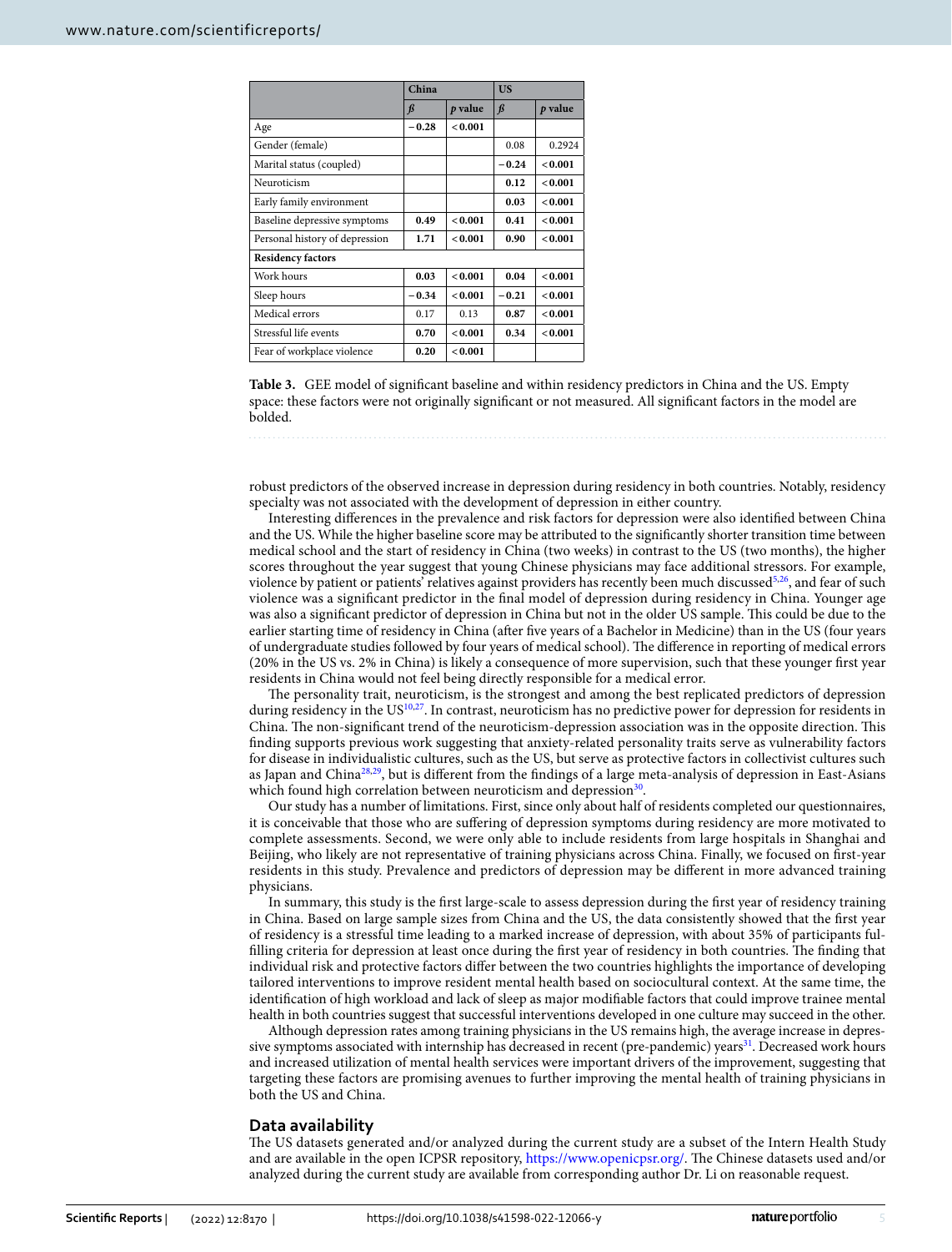| | China | | US | |
|---|---|---|---|---|
| | *ß* | *p* value | *ß* | *p* value |
| Age | **−0.28** | **<0.001** | | |
| Gender (female) | | | 0.08 | 0.2924 |
| Marital status (coupled) | | | **−0.24** | **<0.001** |
| Neuroticism | | | **0.12** | **<0.001** |
| Early family environment | | | **0.03** | **<0.001** |
| Baseline depressive symptoms | **0.49** | **<0.001** | **0.41** | **<0.001** |
| Personal history of depression | **1.71** | **<0.001** | **0.90** | **<0.001** |
| **Residency factors** | | | | |
| Work hours | **0.03** | **<0.001** | **0.04** | **<0.001** |
| Sleep hours | **−0.34** | **<0.001** | **−0.21** | **<0.001** |
| Medical errors | 0.17 | 0.13 | **0.87** | **<0.001** |
| Stressful life events | **0.70** | **<0.001** | **0.34** | **<0.001** |
| Fear of workplace violence | **0.20** | **<0.001** | | |

**Table 3.** GEE model of significant baseline and within residency predictors in China and the US. Empty space: these factors were not originally significant or not measured. All significant factors in the model are bolded.

robust predictors of the observed increase in depression during residency in both countries. Notably, residency specialty was not associated with the development of depression in either country.

Interesting differences in the prevalence and risk factors for depression were also identified between China and the US. While the higher baseline score may be attributed to the significantly shorter transition time between medical school and the start of residency in China (two weeks) in contrast to the US (two months), the higher scores throughout the year suggest that young Chinese physicians may face additional stressors. For example, violence by patient or patients' relatives against providers has recently been much discussed[5,26], and fear of such violence was a significant predictor in the final model of depression during residency in China. Younger age was also a significant predictor of depression in China but not in the older US sample. This could be due to the earlier starting time of residency in China (after five years of a Bachelor in Medicine) than in the US (four years of undergraduate studies followed by four years of medical school). The difference in reporting of medical errors (20% in the US vs. 2% in China) is likely a consequence of more supervision, such that these younger first year residents in China would not feel being directly responsible for a medical error.

The personality trait, neuroticism, is the strongest and among the best replicated predictors of depression during residency in the US[10,27]. In contrast, neuroticism has no predictive power for depression for residents in China. The non-significant trend of the neuroticism-depression association was in the opposite direction. This finding supports previous work suggesting that anxiety-related personality traits serve as vulnerability factors for disease in individualistic cultures, such as the US, but serve as protective factors in collectivist cultures such as Japan and China[28,29], but is different from the findings of a large meta-analysis of depression in East-Asians which found high correlation between neuroticism and depression[30].

Our study has a number of limitations. First, since only about half of residents completed our questionnaires, it is conceivable that those who are suffering of depression symptoms during residency are more motivated to complete assessments. Second, we were only able to include residents from large hospitals in Shanghai and Beijing, who likely are not representative of training physicians across China. Finally, we focused on first-year residents in this study. Prevalence and predictors of depression may be different in more advanced training physicians.

In summary, this study is the first large-scale to assess depression during the first year of residency training in China. Based on large sample sizes from China and the US, the data consistently showed that the first year of residency is a stressful time leading to a marked increase of depression, with about 35% of participants fulfilling criteria for depression at least once during the first year of residency in both countries. The finding that individual risk and protective factors differ between the two countries highlights the importance of developing tailored interventions to improve resident mental health based on sociocultural context. At the same time, the identification of high workload and lack of sleep as major modifiable factors that could improve trainee mental health in both countries suggest that successful interventions developed in one culture may succeed in the other.

Although depression rates among training physicians in the US remains high, the average increase in depressive symptoms associated with internship has decreased in recent (pre-pandemic) years[31]. Decreased work hours and increased utilization of mental health services were important drivers of the improvement, suggesting that targeting these factors are promising avenues to further improving the mental health of training physicians in both the US and China.

## Data availability

The US datasets generated and/or analyzed during the current study are a subset of the Intern Health Study and are available in the open ICPSR repository, https://www.openicpsr.org/. The Chinese datasets used and/or analyzed during the current study are available from corresponding author Dr. Li on reasonable request.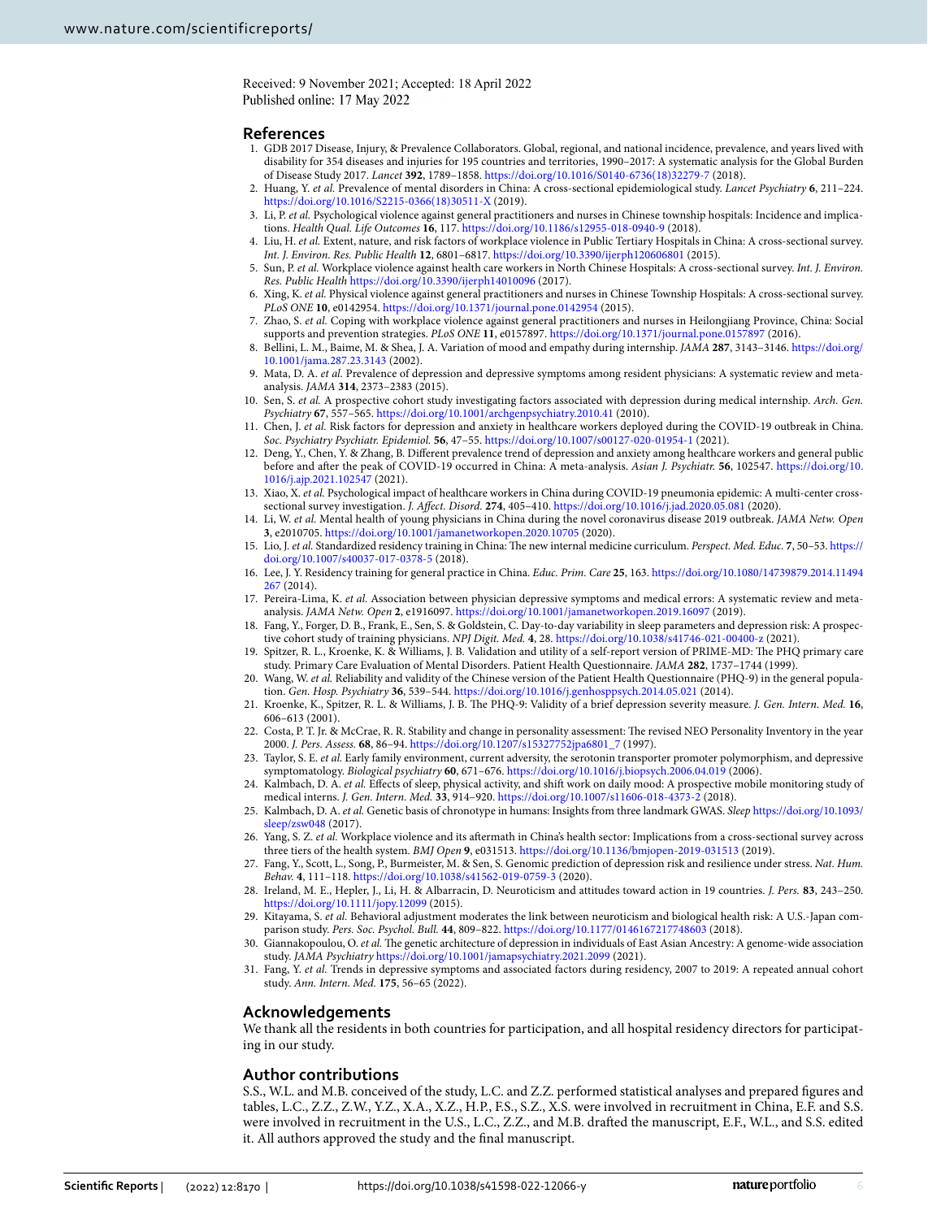Received: 9 November 2021; Accepted: 18 April 2022
Published online: 17 May 2022

## References

1. GDB 2017 Disease, Injury, & Prevalence Collaborators. Global, regional, and national incidence, prevalence, and years lived with disability for 354 diseases and injuries for 195 countries and territories, 1990–2017: A systematic analysis for the Global Burden of Disease Study 2017. *Lancet* **392**, 1789–1858. https://doi.org/10.1016/S0140-6736(18)32279-7 (2018).
2. Huang, Y. *et al.* Prevalence of mental disorders in China: A cross-sectional epidemiological study. *Lancet Psychiatry* **6**, 211–224. https://doi.org/10.1016/S2215-0366(18)30511-X (2019).
3. Li, P. *et al.* Psychological violence against general practitioners and nurses in Chinese township hospitals: Incidence and implications. *Health Qual. Life Outcomes* **16**, 117. https://doi.org/10.1186/s12955-018-0940-9 (2018).
4. Liu, H. *et al.* Extent, nature, and risk factors of workplace violence in Public Tertiary Hospitals in China: A cross-sectional survey. *Int. J. Environ. Res. Public Health* **12**, 6801–6817. https://doi.org/10.3390/ijerph120606801 (2015).
5. Sun, P. *et al.* Workplace violence against health care workers in North Chinese Hospitals: A cross-sectional survey. *Int. J. Environ. Res. Public Health* https://doi.org/10.3390/ijerph14010096 (2017).
6. Xing, K. *et al.* Physical violence against general practitioners and nurses in Chinese Township Hospitals: A cross-sectional survey. *PLoS ONE* **10**, e0142954. https://doi.org/10.1371/journal.pone.0142954 (2015).
7. Zhao, S. *et al.* Coping with workplace violence against general practitioners and nurses in Heilongjiang Province, China: Social supports and prevention strategies. *PLoS ONE* **11**, e0157897. https://doi.org/10.1371/journal.pone.0157897 (2016).
8. Bellini, L. M., Baime, M. & Shea, J. A. Variation of mood and empathy during internship. *JAMA* **287**, 3143–3146. https://doi.org/10.1001/jama.287.23.3143 (2002).
9. Mata, D. A. *et al.* Prevalence of depression and depressive symptoms among resident physicians: A systematic review and meta-analysis. *JAMA* **314**, 2373–2383 (2015).
10. Sen, S. *et al.* A prospective cohort study investigating factors associated with depression during medical internship. *Arch. Gen. Psychiatry* **67**, 557–565. https://doi.org/10.1001/archgenpsychiatry.2010.41 (2010).
11. Chen, J. *et al.* Risk factors for depression and anxiety in healthcare workers deployed during the COVID-19 outbreak in China. *Soc. Psychiatry Psychiatr. Epidemiol.* **56**, 47–55. https://doi.org/10.1007/s00127-020-01954-1 (2021).
12. Deng, Y., Chen, Y. & Zhang, B. Different prevalence trend of depression and anxiety among healthcare workers and general public before and after the peak of COVID-19 occurred in China: A meta-analysis. *Asian J. Psychiatr.* **56**, 102547. https://doi.org/10.1016/j.ajp.2021.102547 (2021).
13. Xiao, X. *et al.* Psychological impact of healthcare workers in China during COVID-19 pneumonia epidemic: A multi-center cross-sectional survey investigation. *J. Affect. Disord.* **274**, 405–410. https://doi.org/10.1016/j.jad.2020.05.081 (2020).
14. Li, W. *et al.* Mental health of young physicians in China during the novel coronavirus disease 2019 outbreak. *JAMA Netw. Open* **3**, e2010705. https://doi.org/10.1001/jamanetworkopen.2020.10705 (2020).
15. Lio, J. *et al.* Standardized residency training in China: The new internal medicine curriculum. *Perspect. Med. Educ.* **7**, 50–53. https://doi.org/10.1007/s40037-017-0378-5 (2018).
16. Lee, J. Y. Residency training for general practice in China. *Educ. Prim. Care* **25**, 163. https://doi.org/10.1080/14739879.2014.11494267 (2014).
17. Pereira-Lima, K. *et al.* Association between physician depressive symptoms and medical errors: A systematic review and meta-analysis. *JAMA Netw. Open* **2**, e1916097. https://doi.org/10.1001/jamanetworkopen.2019.16097 (2019).
18. Fang, Y., Forger, D. B., Frank, E., Sen, S. & Goldstein, C. Day-to-day variability in sleep parameters and depression risk: A prospective cohort study of training physicians. *NPJ Digit. Med.* **4**, 28. https://doi.org/10.1038/s41746-021-00400-z (2021).
19. Spitzer, R. L., Kroenke, K. & Williams, J. B. Validation and utility of a self-report version of PRIME-MD: The PHQ primary care study. Primary Care Evaluation of Mental Disorders. Patient Health Questionnaire. *JAMA* **282**, 1737–1744 (1999).
20. Wang, W. *et al.* Reliability and validity of the Chinese version of the Patient Health Questionnaire (PHQ-9) in the general population. *Gen. Hosp. Psychiatry* **36**, 539–544. https://doi.org/10.1016/j.genhosppsych.2014.05.021 (2014).
21. Kroenke, K., Spitzer, R. L. & Williams, J. B. The PHQ-9: Validity of a brief depression severity measure. *J. Gen. Intern. Med.* **16**, 606–613 (2001).
22. Costa, P. T. Jr. & McCrae, R. R. Stability and change in personality assessment: The revised NEO Personality Inventory in the year 2000. *J. Pers. Assess.* **68**, 86–94. https://doi.org/10.1207/s15327752jpa6801_7 (1997).
23. Taylor, S. E. *et al.* Early family environment, current adversity, the serotonin transporter promoter polymorphism, and depressive symptomatology. *Biological psychiatry* **60**, 671–676. https://doi.org/10.1016/j.biopsych.2006.04.019 (2006).
24. Kalmbach, D. A. *et al.* Effects of sleep, physical activity, and shift work on daily mood: A prospective mobile monitoring study of medical interns. *J. Gen. Intern. Med.* **33**, 914–920. https://doi.org/10.1007/s11606-018-4373-2 (2018).
25. Kalmbach, D. A. *et al.* Genetic basis of chronotype in humans: Insights from three landmark GWAS. *Sleep* https://doi.org/10.1093/sleep/zsw048 (2017).
26. Yang, S. Z. *et al.* Workplace violence and its aftermath in China's health sector: Implications from a cross-sectional survey across three tiers of the health system. *BMJ Open* **9**, e031513. https://doi.org/10.1136/bmjopen-2019-031513 (2019).
27. Fang, Y., Scott, L., Song, P., Burmeister, M. & Sen, S. Genomic prediction of depression risk and resilience under stress. *Nat. Hum. Behav.* **4**, 111–118. https://doi.org/10.1038/s41562-019-0759-3 (2020).
28. Ireland, M. E., Hepler, J., Li, H. & Albarracin, D. Neuroticism and attitudes toward action in 19 countries. *J. Pers.* **83**, 243–250. https://doi.org/10.1111/jopy.12099 (2015).
29. Kitayama, S. *et al.* Behavioral adjustment moderates the link between neuroticism and biological health risk: A U.S.-Japan comparison study. *Pers. Soc. Psychol. Bull.* **44**, 809–822. https://doi.org/10.1177/0146167217748603 (2018).
30. Giannakopoulou, O. *et al.* The genetic architecture of depression in individuals of East Asian Ancestry: A genome-wide association study. *JAMA Psychiatry* https://doi.org/10.1001/jamapsychiatry.2021.2099 (2021).
31. Fang, Y. *et al.* Trends in depressive symptoms and associated factors during residency, 2007 to 2019: A repeated annual cohort study. *Ann. Intern. Med.* **175**, 56–65 (2022).

## Acknowledgements

We thank all the residents in both countries for participation, and all hospital residency directors for participating in our study.

## Author contributions

S.S., W.L. and M.B. conceived of the study, L.C. and Z.Z. performed statistical analyses and prepared figures and tables, L.C., Z.Z., Z.W., Y.Z., X.A., X.Z., H.P., F.S., S.Z., X.S. were involved in recruitment in China, E.F. and S.S. were involved in recruitment in the U.S., L.C., Z.Z., and M.B. drafted the manuscript, E.F., W.L., and S.S. edited it. All authors approved the study and the final manuscript.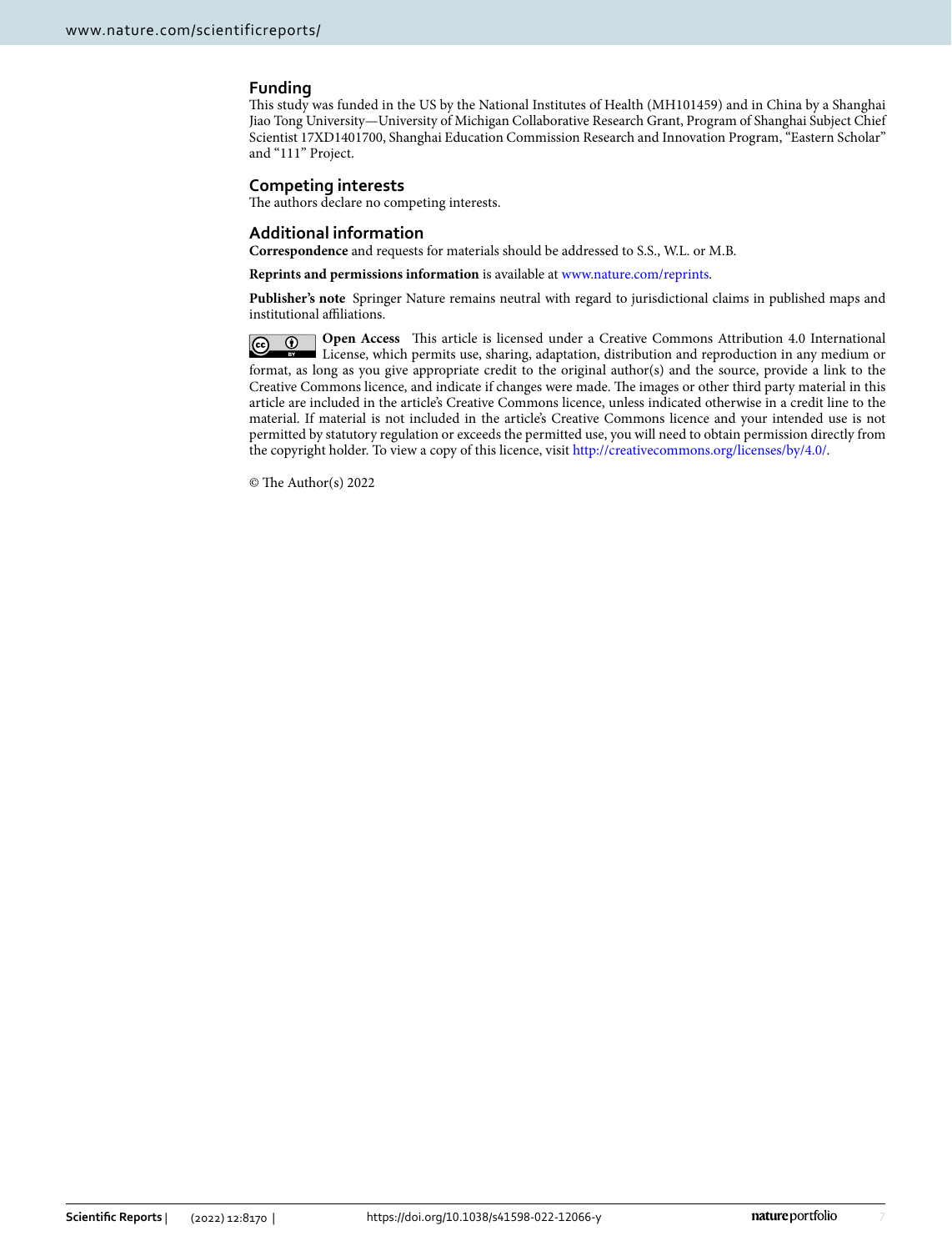## Funding

This study was funded in the US by the National Institutes of Health (MH101459) and in China by a Shanghai Jiao Tong University—University of Michigan Collaborative Research Grant, Program of Shanghai Subject Chief Scientist 17XD1401700, Shanghai Education Commission Research and Innovation Program, "Eastern Scholar" and "111" Project.

## Competing interests

The authors declare no competing interests.

## Additional information

**Correspondence** and requests for materials should be addressed to S.S., W.L. or M.B.

**Reprints and permissions information** is available at www.nature.com/reprints.

**Publisher's note** Springer Nature remains neutral with regard to jurisdictional claims in published maps and institutional affiliations.

**Open Access** This article is licensed under a Creative Commons Attribution 4.0 International License, which permits use, sharing, adaptation, distribution and reproduction in any medium or format, as long as you give appropriate credit to the original author(s) and the source, provide a link to the Creative Commons licence, and indicate if changes were made. The images or other third party material in this article are included in the article's Creative Commons licence, unless indicated otherwise in a credit line to the material. If material is not included in the article's Creative Commons licence and your intended use is not permitted by statutory regulation or exceeds the permitted use, you will need to obtain permission directly from the copyright holder. To view a copy of this licence, visit http://creativecommons.org/licenses/by/4.0/.

© The Author(s) 2022